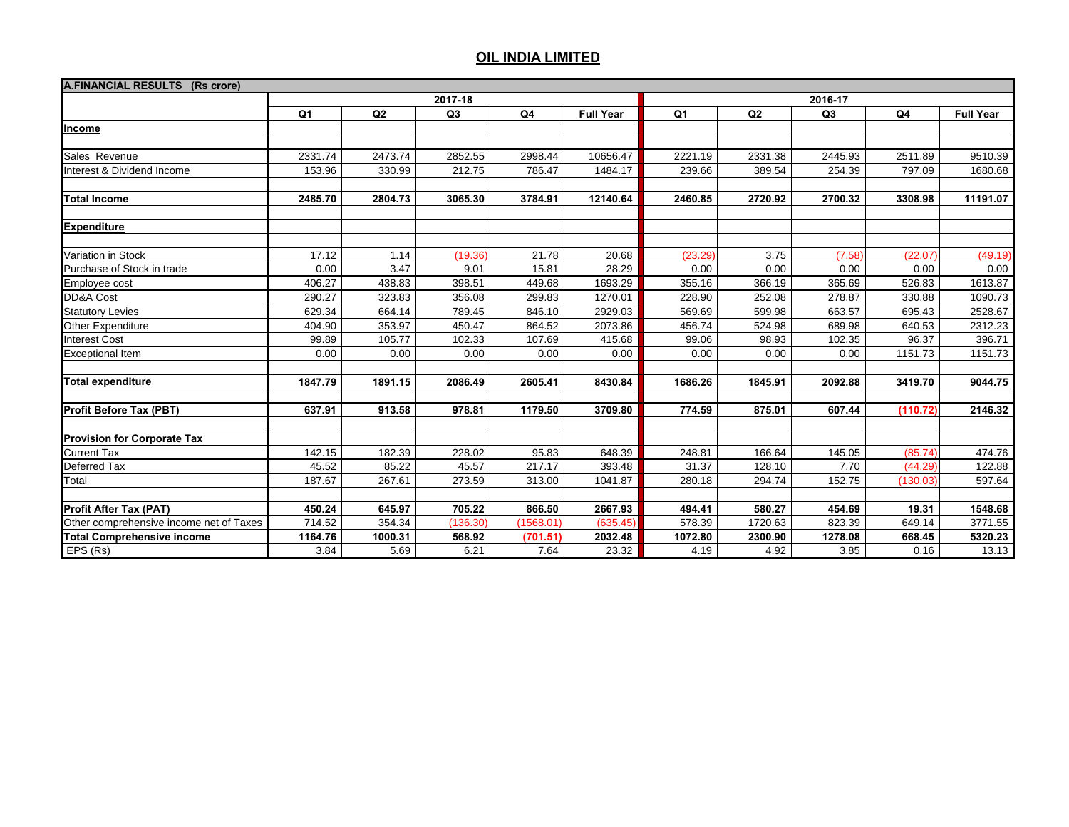# OIL INDIA LIMITED

| A.FINANCIAL RESULTS (Rs crore) | 2017-18 | | | | | 2016-17 | | | | |
|---|---|---|---|---|---|---|---|---|---|---|
| | Q1 | Q2 | Q3 | Q4 | Full Year | Q1 | Q2 | Q3 | Q4 | Full Year |
| **Income** | | | | | | | | | | |
| Sales Revenue | 2331.74 | 2473.74 | 2852.55 | 2998.44 | 10656.47 | 2221.19 | 2331.38 | 2445.93 | 2511.89 | 9510.39 |
| Interest & Dividend Income | 153.96 | 330.99 | 212.75 | 786.47 | 1484.17 | 239.66 | 389.54 | 254.39 | 797.09 | 1680.68 |
| **Total Income** | **2485.70** | **2804.73** | **3065.30** | **3784.91** | **12140.64** | **2460.85** | **2720.92** | **2700.32** | **3308.98** | **11191.07** |
| **Expenditure** | | | | | | | | | | |
| Variation in Stock | 17.12 | 1.14 | (19.36) | 21.78 | 20.68 | (23.29) | 3.75 | (7.58) | (22.07) | (49.19) |
| Purchase of Stock in trade | 0.00 | 3.47 | 9.01 | 15.81 | 28.29 | 0.00 | 0.00 | 0.00 | 0.00 | 0.00 |
| Employee cost | 406.27 | 438.83 | 398.51 | 449.68 | 1693.29 | 355.16 | 366.19 | 365.69 | 526.83 | 1613.87 |
| DD&A Cost | 290.27 | 323.83 | 356.08 | 299.83 | 1270.01 | 228.90 | 252.08 | 278.87 | 330.88 | 1090.73 |
| Statutory Levies | 629.34 | 664.14 | 789.45 | 846.10 | 2929.03 | 569.69 | 599.98 | 663.57 | 695.43 | 2528.67 |
| Other Expenditure | 404.90 | 353.97 | 450.47 | 864.52 | 2073.86 | 456.74 | 524.98 | 689.98 | 640.53 | 2312.23 |
| Interest Cost | 99.89 | 105.77 | 102.33 | 107.69 | 415.68 | 99.06 | 98.93 | 102.35 | 96.37 | 396.71 |
| Exceptional Item | 0.00 | 0.00 | 0.00 | 0.00 | 0.00 | 0.00 | 0.00 | 0.00 | 1151.73 | 1151.73 |
| **Total expenditure** | **1847.79** | **1891.15** | **2086.49** | **2605.41** | **8430.84** | **1686.26** | **1845.91** | **2092.88** | **3419.70** | **9044.75** |
| **Profit Before Tax (PBT)** | **637.91** | **913.58** | **978.81** | **1179.50** | **3709.80** | **774.59** | **875.01** | **607.44** | **(110.72)** | **2146.32** |
| **Provision for Corporate Tax** | | | | | | | | | | |
| Current Tax | 142.15 | 182.39 | 228.02 | 95.83 | 648.39 | 248.81 | 166.64 | 145.05 | (85.74) | 474.76 |
| Deferred Tax | 45.52 | 85.22 | 45.57 | 217.17 | 393.48 | 31.37 | 128.10 | 7.70 | (44.29) | 122.88 |
| Total | 187.67 | 267.61 | 273.59 | 313.00 | 1041.87 | 280.18 | 294.74 | 152.75 | (130.03) | 597.64 |
| **Profit After Tax (PAT)** | **450.24** | **645.97** | **705.22** | **866.50** | **2667.93** | **494.41** | **580.27** | **454.69** | **19.31** | **1548.68** |
| Other comprehensive income net of Taxes | 714.52 | 354.34 | (136.30) | (1568.01) | (635.45) | 578.39 | 1720.63 | 823.39 | 649.14 | 3771.55 |
| **Total Comprehensive income** | **1164.76** | **1000.31** | **568.92** | **(701.51)** | **2032.48** | **1072.80** | **2300.90** | **1278.08** | **668.45** | **5320.23** |
| EPS (Rs) | 3.84 | 5.69 | 6.21 | 7.64 | 23.32 | 4.19 | 4.92 | 3.85 | 0.16 | 13.13 |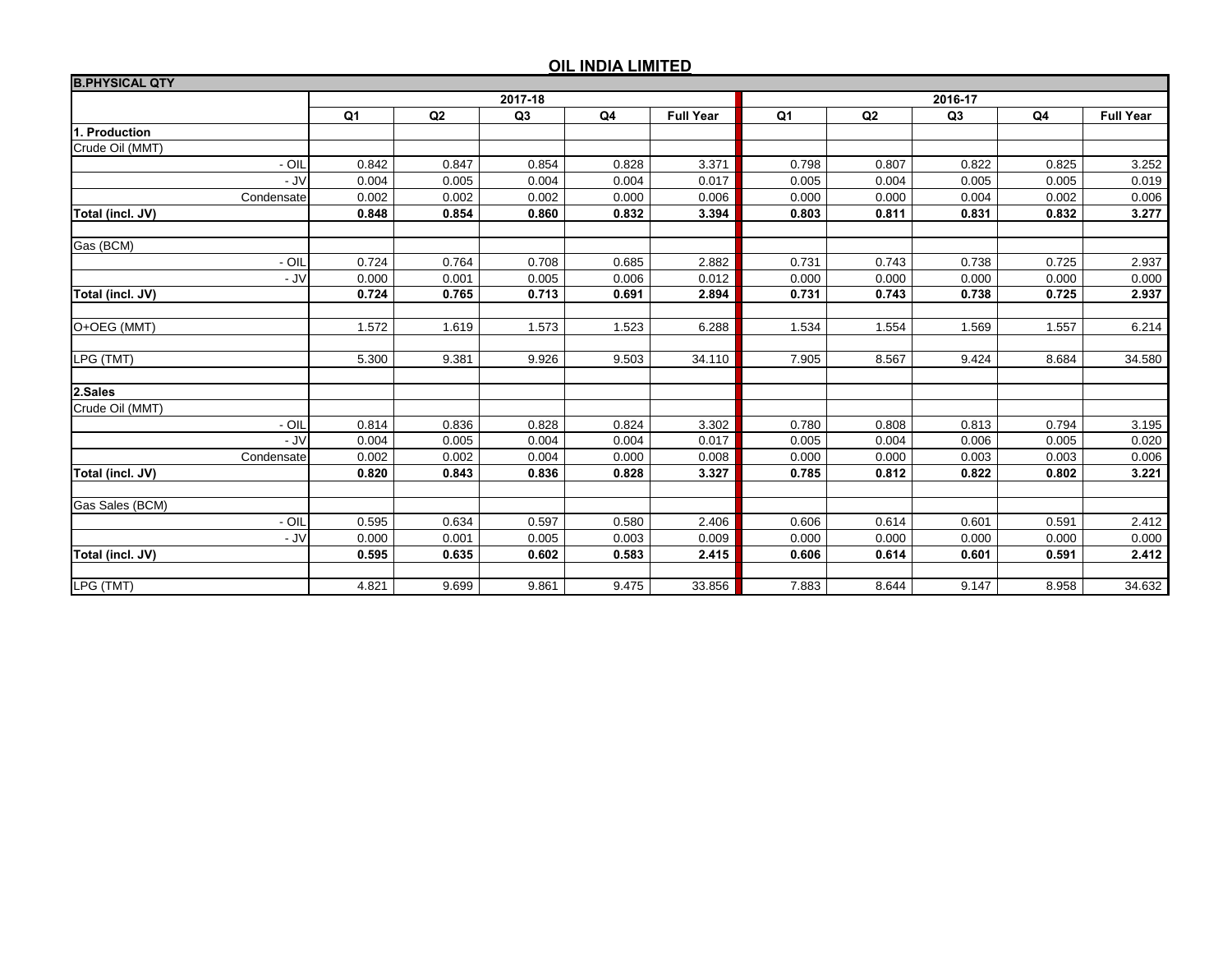# OIL INDIA LIMITED

| B.PHYSICAL QTY | | | | | | | | | | |
|---|---|---|---|---|---|---|---|---|---|---|
| | 2017-18 | | | | | 2016-17 | | | | |
| | Q1 | Q2 | Q3 | Q4 | Full Year | Q1 | Q2 | Q3 | Q4 | Full Year |
| **1. Production** | | | | | | | | | | |
| Crude Oil (MMT) | | | | | | | | | | |
| - OIL | 0.842 | 0.847 | 0.854 | 0.828 | 3.371 | 0.798 | 0.807 | 0.822 | 0.825 | 3.252 |
| - JV | 0.004 | 0.005 | 0.004 | 0.004 | 0.017 | 0.005 | 0.004 | 0.005 | 0.005 | 0.019 |
| Condensate | 0.002 | 0.002 | 0.002 | 0.000 | 0.006 | 0.000 | 0.000 | 0.004 | 0.002 | 0.006 |
| **Total (incl. JV)** | **0.848** | **0.854** | **0.860** | **0.832** | **3.394** | **0.803** | **0.811** | **0.831** | **0.832** | **3.277** |
| | | | | | | | | | | |
| Gas (BCM) | | | | | | | | | | |
| - OIL | 0.724 | 0.764 | 0.708 | 0.685 | 2.882 | 0.731 | 0.743 | 0.738 | 0.725 | 2.937 |
| - JV | 0.000 | 0.001 | 0.005 | 0.006 | 0.012 | 0.000 | 0.000 | 0.000 | 0.000 | 0.000 |
| **Total (incl. JV)** | **0.724** | **0.765** | **0.713** | **0.691** | **2.894** | **0.731** | **0.743** | **0.738** | **0.725** | **2.937** |
| | | | | | | | | | | |
| O+OEG (MMT) | 1.572 | 1.619 | 1.573 | 1.523 | 6.288 | 1.534 | 1.554 | 1.569 | 1.557 | 6.214 |
| | | | | | | | | | | |
| LPG (TMT) | 5.300 | 9.381 | 9.926 | 9.503 | 34.110 | 7.905 | 8.567 | 9.424 | 8.684 | 34.580 |
| | | | | | | | | | | |
| **2.Sales** | | | | | | | | | | |
| Crude Oil (MMT) | | | | | | | | | | |
| - OIL | 0.814 | 0.836 | 0.828 | 0.824 | 3.302 | 0.780 | 0.808 | 0.813 | 0.794 | 3.195 |
| - JV | 0.004 | 0.005 | 0.004 | 0.004 | 0.017 | 0.005 | 0.004 | 0.006 | 0.005 | 0.020 |
| Condensate | 0.002 | 0.002 | 0.004 | 0.000 | 0.008 | 0.000 | 0.000 | 0.003 | 0.003 | 0.006 |
| **Total (incl. JV)** | **0.820** | **0.843** | **0.836** | **0.828** | **3.327** | **0.785** | **0.812** | **0.822** | **0.802** | **3.221** |
| | | | | | | | | | | |
| Gas Sales (BCM) | | | | | | | | | | |
| - OIL | 0.595 | 0.634 | 0.597 | 0.580 | 2.406 | 0.606 | 0.614 | 0.601 | 0.591 | 2.412 |
| - JV | 0.000 | 0.001 | 0.005 | 0.003 | 0.009 | 0.000 | 0.000 | 0.000 | 0.000 | 0.000 |
| **Total (incl. JV)** | **0.595** | **0.635** | **0.602** | **0.583** | **2.415** | **0.606** | **0.614** | **0.601** | **0.591** | **2.412** |
| | | | | | | | | | | |
| LPG (TMT) | 4.821 | 9.699 | 9.861 | 9.475 | 33.856 | 7.883 | 8.644 | 9.147 | 8.958 | 34.632 |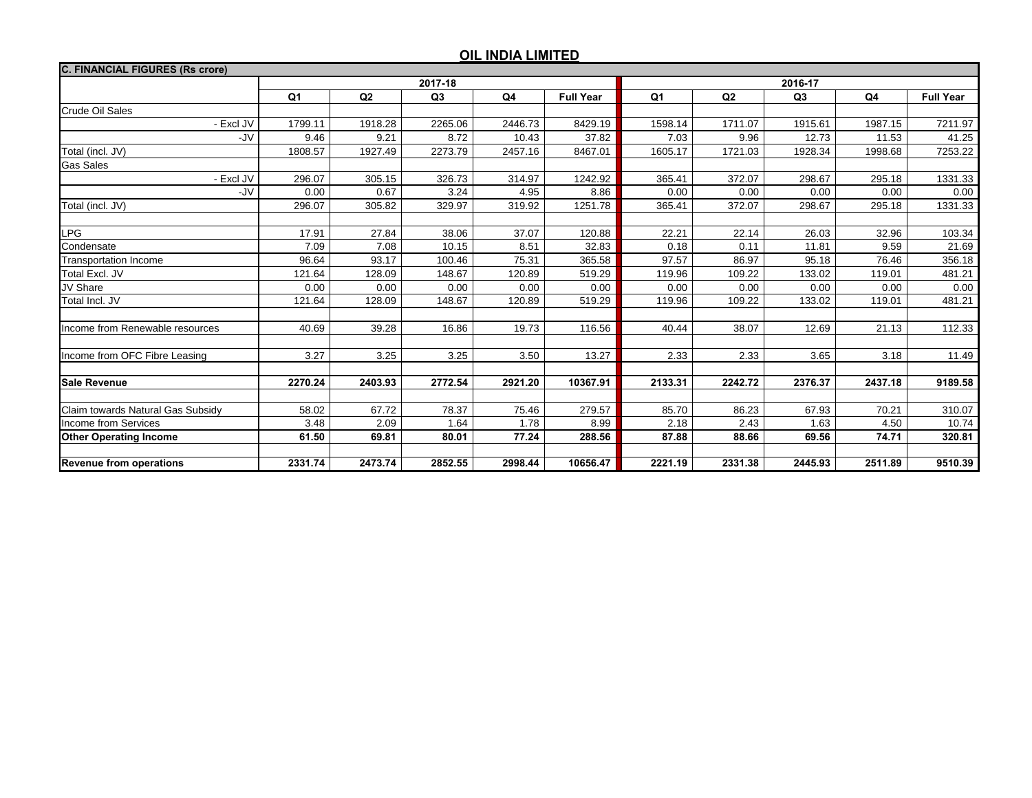# OIL INDIA LIMITED

| C. FINANCIAL FIGURES (Rs crore) | 2017-18 | | | | | 2016-17 | | | | |
|---|---|---|---|---|---|---|---|---|---|---|
| | Q1 | Q2 | Q3 | Q4 | Full Year | Q1 | Q2 | Q3 | Q4 | Full Year |
| Crude Oil Sales | | | | | | | | | | |
| - Excl JV | 1799.11 | 1918.28 | 2265.06 | 2446.73 | 8429.19 | 1598.14 | 1711.07 | 1915.61 | 1987.15 | 7211.97 |
| -JV | 9.46 | 9.21 | 8.72 | 10.43 | 37.82 | 7.03 | 9.96 | 12.73 | 11.53 | 41.25 |
| Total (incl. JV) | 1808.57 | 1927.49 | 2273.79 | 2457.16 | 8467.01 | 1605.17 | 1721.03 | 1928.34 | 1998.68 | 7253.22 |
| Gas Sales | | | | | | | | | | |
| - Excl JV | 296.07 | 305.15 | 326.73 | 314.97 | 1242.92 | 365.41 | 372.07 | 298.67 | 295.18 | 1331.33 |
| -JV | 0.00 | 0.67 | 3.24 | 4.95 | 8.86 | 0.00 | 0.00 | 0.00 | 0.00 | 0.00 |
| Total (incl. JV) | 296.07 | 305.82 | 329.97 | 319.92 | 1251.78 | 365.41 | 372.07 | 298.67 | 295.18 | 1331.33 |
| | | | | | | | | | | |
| LPG | 17.91 | 27.84 | 38.06 | 37.07 | 120.88 | 22.21 | 22.14 | 26.03 | 32.96 | 103.34 |
| Condensate | 7.09 | 7.08 | 10.15 | 8.51 | 32.83 | 0.18 | 0.11 | 11.81 | 9.59 | 21.69 |
| Transportation Income | 96.64 | 93.17 | 100.46 | 75.31 | 365.58 | 97.57 | 86.97 | 95.18 | 76.46 | 356.18 |
| Total Excl. JV | 121.64 | 128.09 | 148.67 | 120.89 | 519.29 | 119.96 | 109.22 | 133.02 | 119.01 | 481.21 |
| JV Share | 0.00 | 0.00 | 0.00 | 0.00 | 0.00 | 0.00 | 0.00 | 0.00 | 0.00 | 0.00 |
| Total Incl. JV | 121.64 | 128.09 | 148.67 | 120.89 | 519.29 | 119.96 | 109.22 | 133.02 | 119.01 | 481.21 |
| | | | | | | | | | | |
| Income from Renewable resources | 40.69 | 39.28 | 16.86 | 19.73 | 116.56 | 40.44 | 38.07 | 12.69 | 21.13 | 112.33 |
| | | | | | | | | | | |
| Income from OFC Fibre Leasing | 3.27 | 3.25 | 3.25 | 3.50 | 13.27 | 2.33 | 2.33 | 3.65 | 3.18 | 11.49 |
| | | | | | | | | | | |
| **Sale Revenue** | **2270.24** | **2403.93** | **2772.54** | **2921.20** | **10367.91** | **2133.31** | **2242.72** | **2376.37** | **2437.18** | **9189.58** |
| | | | | | | | | | | |
| Claim towards Natural Gas Subsidy | 58.02 | 67.72 | 78.37 | 75.46 | 279.57 | 85.70 | 86.23 | 67.93 | 70.21 | 310.07 |
| Income from Services | 3.48 | 2.09 | 1.64 | 1.78 | 8.99 | 2.18 | 2.43 | 1.63 | 4.50 | 10.74 |
| **Other Operating Income** | **61.50** | **69.81** | **80.01** | **77.24** | **288.56** | **87.88** | **88.66** | **69.56** | **74.71** | **320.81** |
| | | | | | | | | | | |
| **Revenue from operations** | **2331.74** | **2473.74** | **2852.55** | **2998.44** | **10656.47** | **2221.19** | **2331.38** | **2445.93** | **2511.89** | **9510.39** |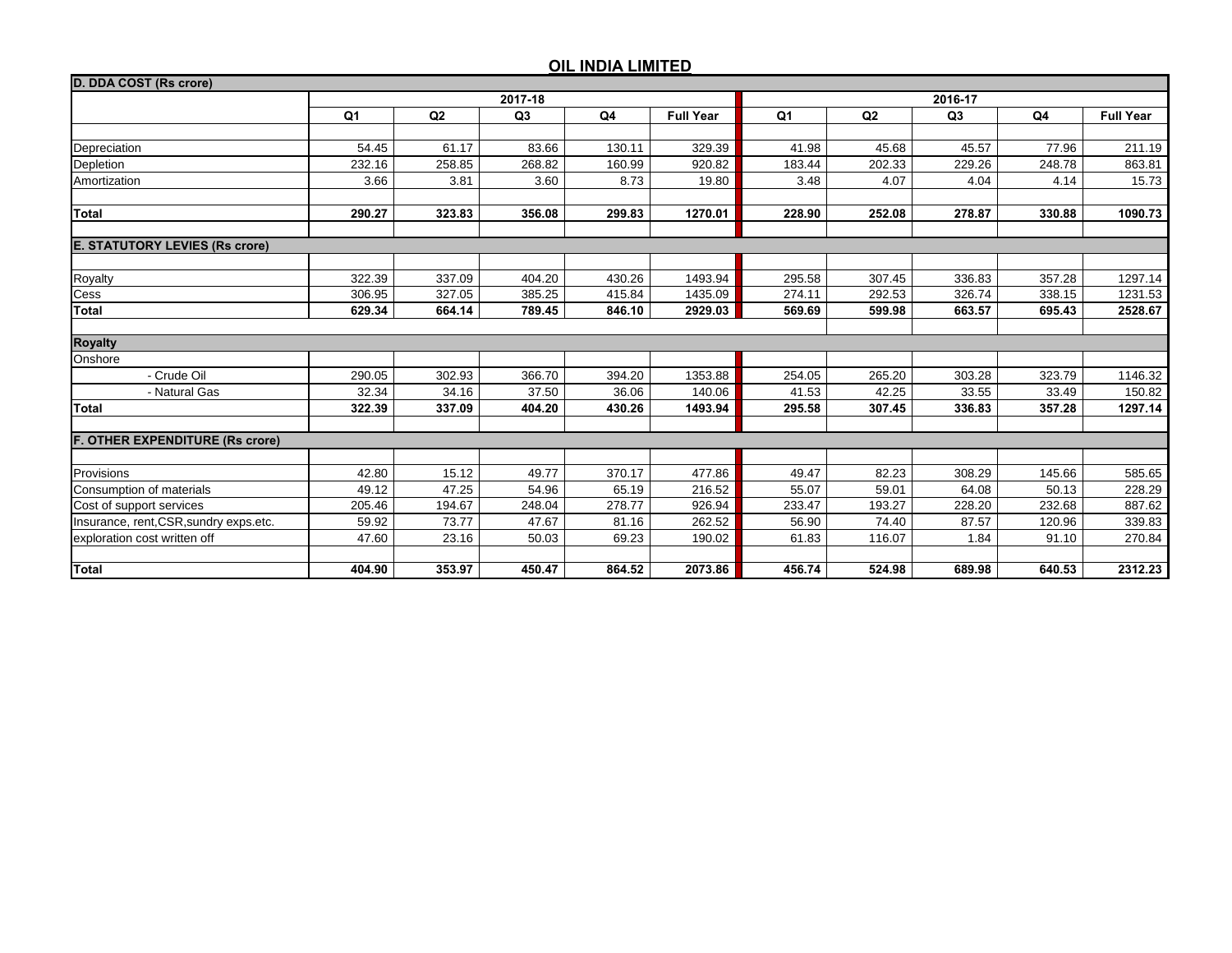# OIL INDIA LIMITED

| D. DDA COST (Rs crore) | 2017-18 | | | | | 2016-17 | | | | |
|---|---|---|---|---|---|---|---|---|---|---|
| | Q1 | Q2 | Q3 | Q4 | Full Year | Q1 | Q2 | Q3 | Q4 | Full Year |
| Depreciation | 54.45 | 61.17 | 83.66 | 130.11 | 329.39 | 41.98 | 45.68 | 45.57 | 77.96 | 211.19 |
| Depletion | 232.16 | 258.85 | 268.82 | 160.99 | 920.82 | 183.44 | 202.33 | 229.26 | 248.78 | 863.81 |
| Amortization | 3.66 | 3.81 | 3.60 | 8.73 | 19.80 | 3.48 | 4.07 | 4.04 | 4.14 | 15.73 |
| **Total** | **290.27** | **323.83** | **356.08** | **299.83** | **1270.01** | **228.90** | **252.08** | **278.87** | **330.88** | **1090.73** |
| **E. STATUTORY LEVIES (Rs crore)** | | | | | | | | | | |
| Royalty | 322.39 | 337.09 | 404.20 | 430.26 | 1493.94 | 295.58 | 307.45 | 336.83 | 357.28 | 1297.14 |
| Cess | 306.95 | 327.05 | 385.25 | 415.84 | 1435.09 | 274.11 | 292.53 | 326.74 | 338.15 | 1231.53 |
| **Total** | **629.34** | **664.14** | **789.45** | **846.10** | **2929.03** | **569.69** | **599.98** | **663.57** | **695.43** | **2528.67** |
| **Royalty** | | | | | | | | | | |
| Onshore | | | | | | | | | | |
| - Crude Oil | 290.05 | 302.93 | 366.70 | 394.20 | 1353.88 | 254.05 | 265.20 | 303.28 | 323.79 | 1146.32 |
| - Natural Gas | 32.34 | 34.16 | 37.50 | 36.06 | 140.06 | 41.53 | 42.25 | 33.55 | 33.49 | 150.82 |
| **Total** | **322.39** | **337.09** | **404.20** | **430.26** | **1493.94** | **295.58** | **307.45** | **336.83** | **357.28** | **1297.14** |
| **F. OTHER EXPENDITURE (Rs crore)** | | | | | | | | | | |
| Provisions | 42.80 | 15.12 | 49.77 | 370.17 | 477.86 | 49.47 | 82.23 | 308.29 | 145.66 | 585.65 |
| Consumption of materials | 49.12 | 47.25 | 54.96 | 65.19 | 216.52 | 55.07 | 59.01 | 64.08 | 50.13 | 228.29 |
| Cost of support services | 205.46 | 194.67 | 248.04 | 278.77 | 926.94 | 233.47 | 193.27 | 228.20 | 232.68 | 887.62 |
| Insurance, rent,CSR,sundry exps.etc. | 59.92 | 73.77 | 47.67 | 81.16 | 262.52 | 56.90 | 74.40 | 87.57 | 120.96 | 339.83 |
| exploration cost written off | 47.60 | 23.16 | 50.03 | 69.23 | 190.02 | 61.83 | 116.07 | 1.84 | 91.10 | 270.84 |
| **Total** | **404.90** | **353.97** | **450.47** | **864.52** | **2073.86** | **456.74** | **524.98** | **689.98** | **640.53** | **2312.23** |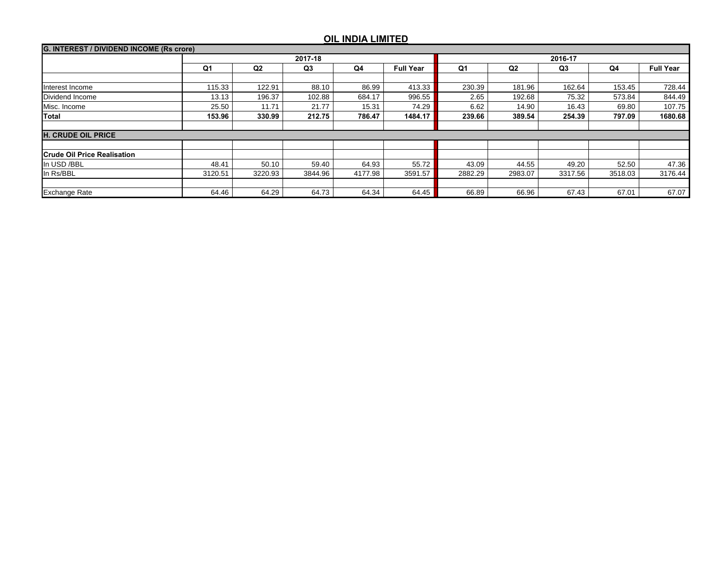## OIL INDIA LIMITED

| G. INTEREST / DIVIDEND INCOME (Rs crore) | | | | | | | | | | |
|---|---|---|---|---|---|---|---|---|---|---|
| | 2017-18 | | | | | 2016-17 | | | | |
| | Q1 | Q2 | Q3 | Q4 | Full Year | Q1 | Q2 | Q3 | Q4 | Full Year |
| | | | | | | | | | | |
| Interest Income | 115.33 | 122.91 | 88.10 | 86.99 | 413.33 | 230.39 | 181.96 | 162.64 | 153.45 | 728.44 |
| Dividend Income | 13.13 | 196.37 | 102.88 | 684.17 | 996.55 | 2.65 | 192.68 | 75.32 | 573.84 | 844.49 |
| Misc. Income | 25.50 | 11.71 | 21.77 | 15.31 | 74.29 | 6.62 | 14.90 | 16.43 | 69.80 | 107.75 |
| **Total** | **153.96** | **330.99** | **212.75** | **786.47** | **1484.17** | **239.66** | **389.54** | **254.39** | **797.09** | **1680.68** |
| | | | | | | | | | | |
| **H. CRUDE OIL PRICE** | | | | | | | | | | |
| | | | | | | | | | | |
| **Crude Oil Price Realisation** | | | | | | | | | | |
| In USD /BBL | 48.41 | 50.10 | 59.40 | 64.93 | 55.72 | 43.09 | 44.55 | 49.20 | 52.50 | 47.36 |
| In Rs/BBL | 3120.51 | 3220.93 | 3844.96 | 4177.98 | 3591.57 | 2882.29 | 2983.07 | 3317.56 | 3518.03 | 3176.44 |
| | | | | | | | | | | |
| Exchange Rate | 64.46 | 64.29 | 64.73 | 64.34 | 64.45 | 66.89 | 66.96 | 67.43 | 67.01 | 67.07 |